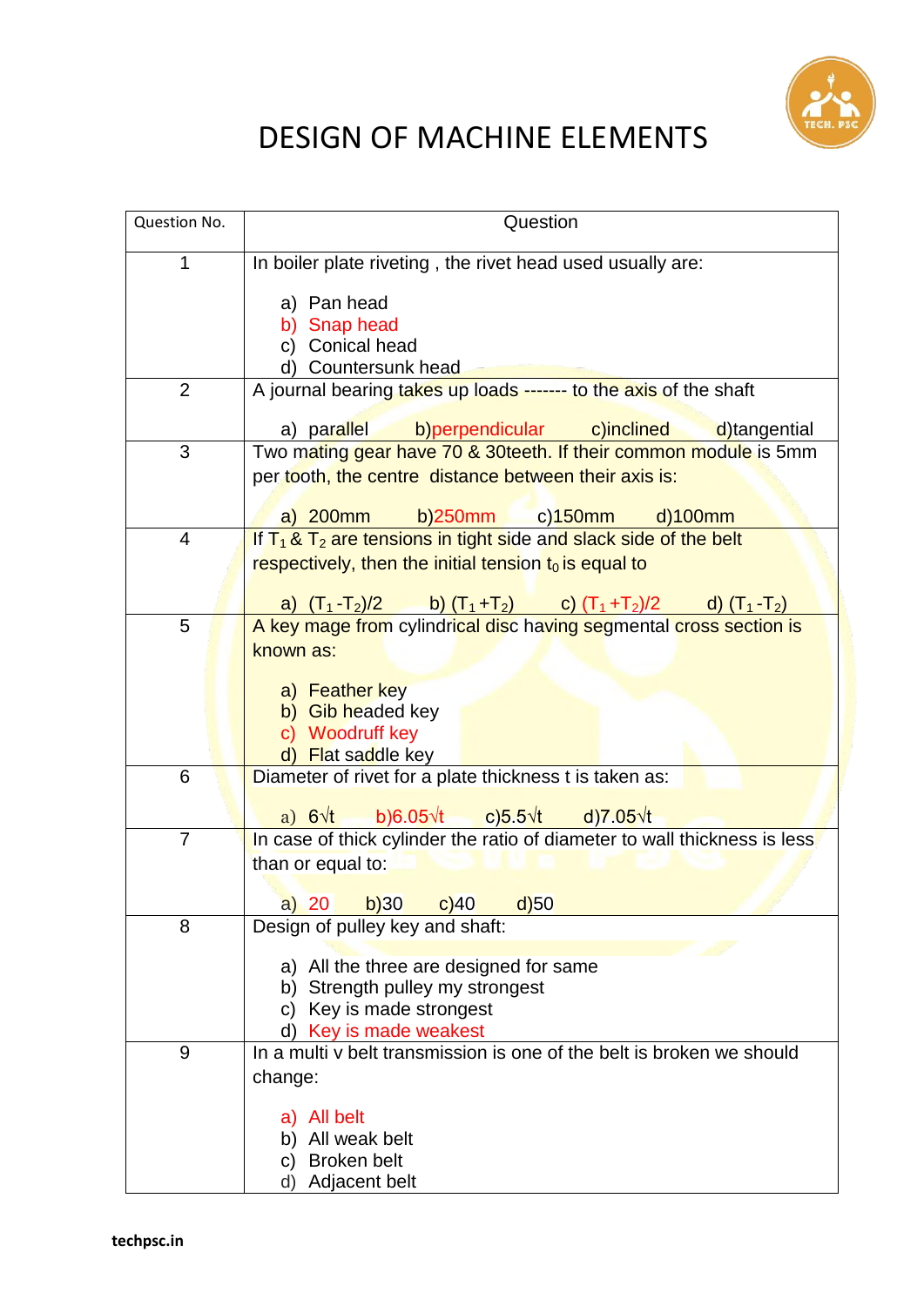# DESIGN OF MACHINE ELEMENTS

| Question No. | Question |
|---|---|
| 1 | In boiler plate riveting , the rivet head used usually are:<br><br>a) Pan head<br>b) Snap head<br>c) Conical head<br>d) Countersunk head |
| 2 | A journal bearing takes up loads ------- to the axis of the shaft<br><br>a) parallel b)perpendicular c)inclined d)tangential |
| 3 | Two mating gear have 70 & 30teeth. If their common module is 5mm per tooth, the centre distance between their axis is:<br><br>a) 200mm b)250mm c)150mm d)100mm |
| 4 | If $T_1$ & $T_2$ are tensions in tight side and slack side of the belt respectively, then the initial tension $t_0$ is equal to<br><br>a) $(T_1 - T_2)/2$ b) $(T_1 + T_2)$ c) $(T_1 + T_2)/2$ d) $(T_1 - T_2)$ |
| 5 | A key mage from cylindrical disc having segmental cross section is known as:<br><br>a) Feather key<br>b) Gib headed key<br>c) Woodruff key<br>d) Flat saddle key |
| 6 | Diameter of rivet for a plate thickness t is taken as:<br><br>a) $6\sqrt{t}$ b)$6.05\sqrt{t}$ c)$5.5\sqrt{t}$ d)$7.05\sqrt{t}$ |
| 7 | In case of thick cylinder the ratio of diameter to wall thickness is less than or equal to:<br><br>a) 20 b)30 c)40 d)50 |
| 8 | Design of pulley key and shaft:<br><br>a) All the three are designed for same<br>b) Strength pulley my strongest<br>c) Key is made strongest<br>d) Key is made weakest |
| 9 | In a multi v belt transmission is one of the belt is broken we should change:<br><br>a) All belt<br>b) All weak belt<br>c) Broken belt<br>d) Adjacent belt |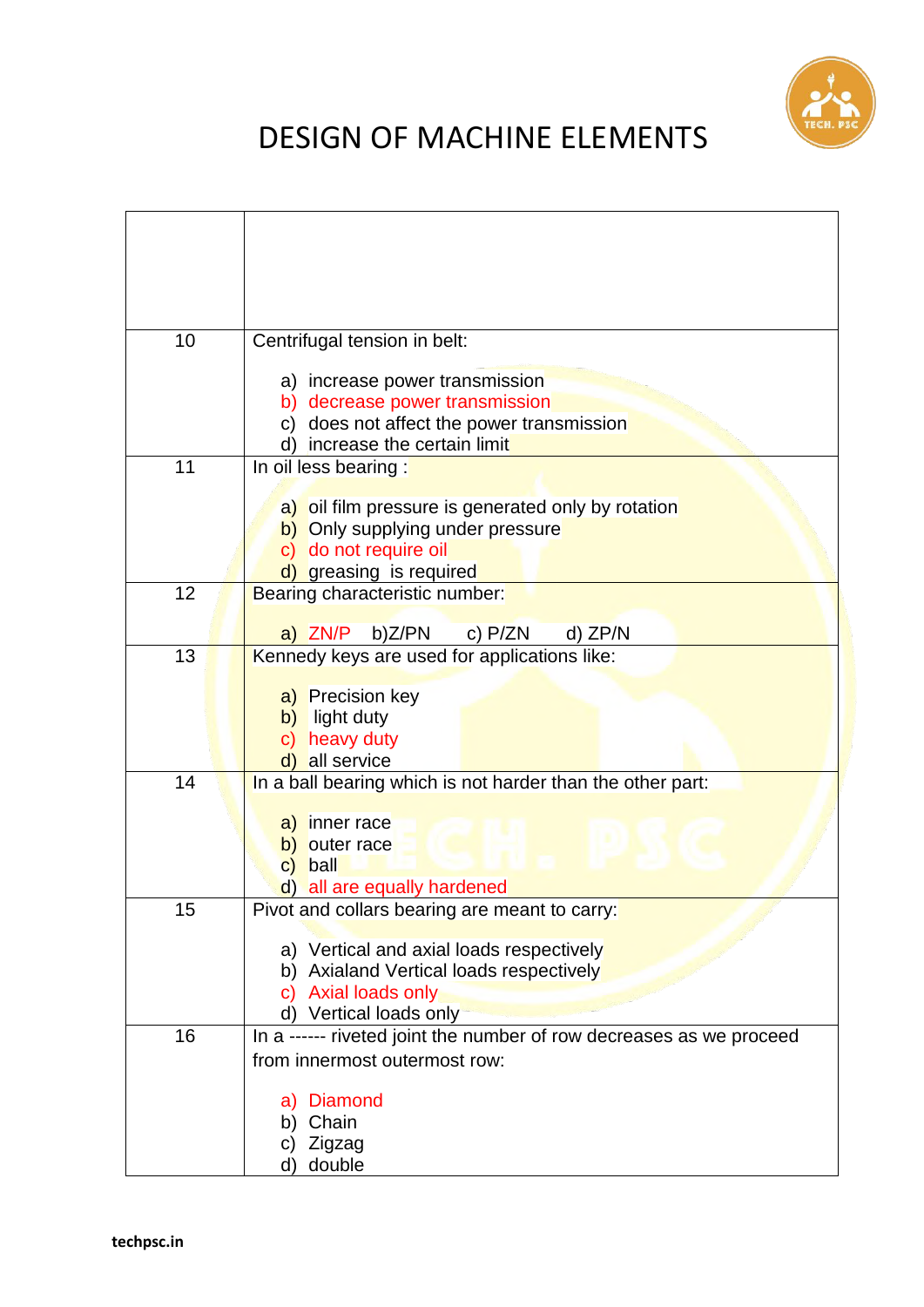# DESIGN OF MACHINE ELEMENTS

| | |
|---|---|
| | |
| 10 | Centrifugal tension in belt:<br><br>a) increase power transmission<br>b) decrease power transmission<br>c) does not affect the power transmission<br>d) increase the certain limit |
| 11 | In oil less bearing :<br><br>a) oil film pressure is generated only by rotation<br>b) Only supplying under pressure<br>c) do not require oil<br>d) greasing is required |
| 12 | Bearing characteristic number:<br><br>a) ZN/P b)Z/PN c) P/ZN d) ZP/N |
| 13 | Kennedy keys are used for applications like:<br><br>a) Precision key<br>b) light duty<br>c) heavy duty<br>d) all service |
| 14 | In a ball bearing which is not harder than the other part:<br><br>a) inner race<br>b) outer race<br>c) ball<br>d) all are equally hardened |
| 15 | Pivot and collars bearing are meant to carry:<br><br>a) Vertical and axial loads respectively<br>b) Axialand Vertical loads respectively<br>c) Axial loads only<br>d) Vertical loads only |
| 16 | In a ------ riveted joint the number of row decreases as we proceed from innermost outermost row:<br><br>a) Diamond<br>b) Chain<br>c) Zigzag<br>d) double |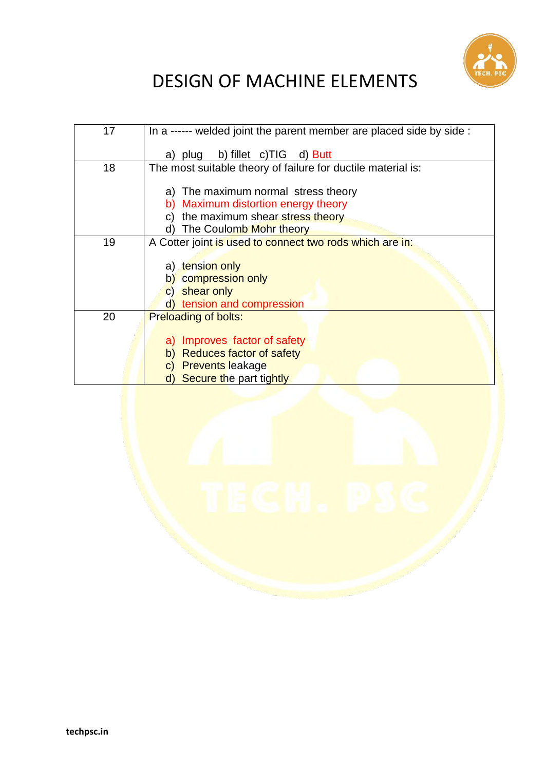# DESIGN OF MACHINE ELEMENTS

| | |
|---|---|
| 17 | In a ------ welded joint the parent member are placed side by side :<br><br>a) plug   b) fillet   c)TIG   d) Butt |
| 18 | The most suitable theory of failure for ductile material is:<br><br>a) The maximum normal stress theory<br>b) Maximum distortion energy theory<br>c) the maximum shear stress theory<br>d) The Coulomb Mohr theory |
| 19 | A Cotter joint is used to connect two rods which are in:<br><br>a) tension only<br>b) compression only<br>c) shear only<br>d) tension and compression |
| 20 | Preloading of bolts:<br><br>a) Improves factor of safety<br>b) Reduces factor of safety<br>c) Prevents leakage<br>d) Secure the part tightly |

techpsc.in